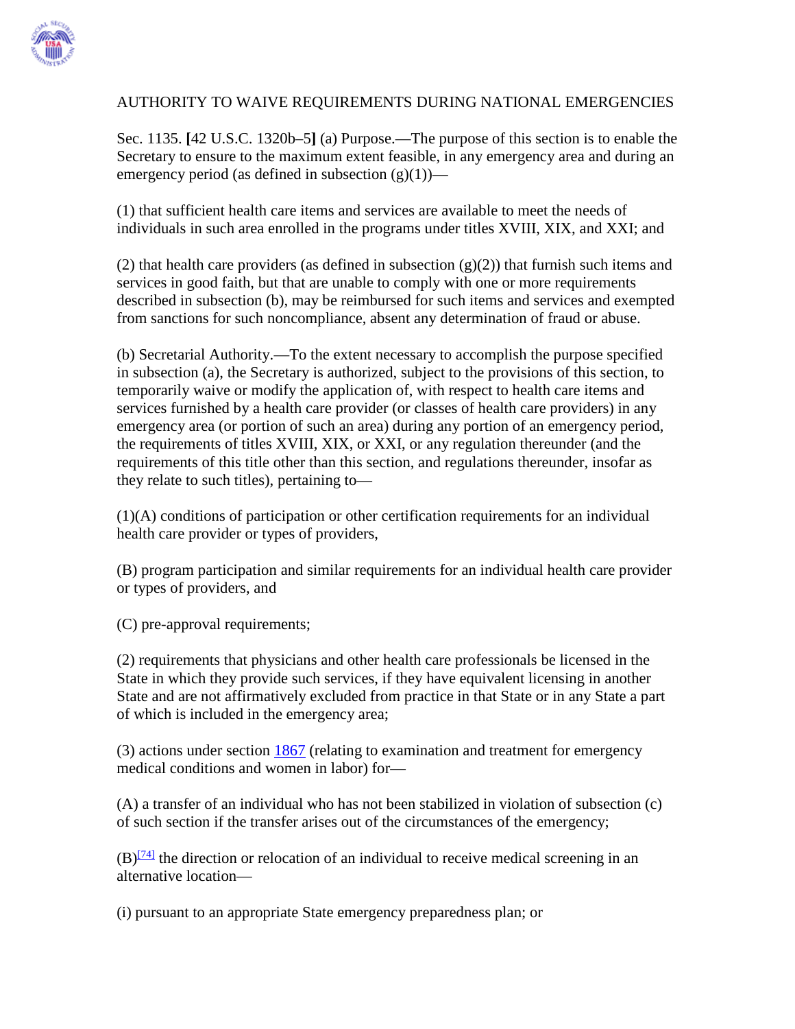AUTHORITY TO WAIVE REQUIREMENTS DURING NATIONAL EMERGENCIES

Sec. 1135. **[**42 U.S.C. 1320b–5**]** (a) Purpose.—The purpose of this section is to enable the Secretary to ensure to the maximum extent feasible, in any emergency area and during an emergency period (as defined in subsection (g)(1))—

(1) that sufficient health care items and services are available to meet the needs of individuals in such area enrolled in the programs under titles XVIII, XIX, and XXI; and

(2) that health care providers (as defined in subsection (g)(2)) that furnish such items and services in good faith, but that are unable to comply with one or more requirements described in subsection (b), may be reimbursed for such items and services and exempted from sanctions for such noncompliance, absent any determination of fraud or abuse.

(b) Secretarial Authority.—To the extent necessary to accomplish the purpose specified in subsection (a), the Secretary is authorized, subject to the provisions of this section, to temporarily waive or modify the application of, with respect to health care items and services furnished by a health care provider (or classes of health care providers) in any emergency area (or portion of such an area) during any portion of an emergency period, the requirements of titles XVIII, XIX, or XXI, or any regulation thereunder (and the requirements of this title other than this section, and regulations thereunder, insofar as they relate to such titles), pertaining to—

(1)(A) conditions of participation or other certification requirements for an individual health care provider or types of providers,

(B) program participation and similar requirements for an individual health care provider or types of providers, and

(C) pre-approval requirements;

(2) requirements that physicians and other health care professionals be licensed in the State in which they provide such services, if they have equivalent licensing in another State and are not affirmatively excluded from practice in that State or in any State a part of which is included in the emergency area;

(3) actions under section 1867 (relating to examination and treatment for emergency medical conditions and women in labor) for—

(A) a transfer of an individual who has not been stabilized in violation of subsection (c) of such section if the transfer arises out of the circumstances of the emergency;

(B)[74] the direction or relocation of an individual to receive medical screening in an alternative location—

(i) pursuant to an appropriate State emergency preparedness plan; or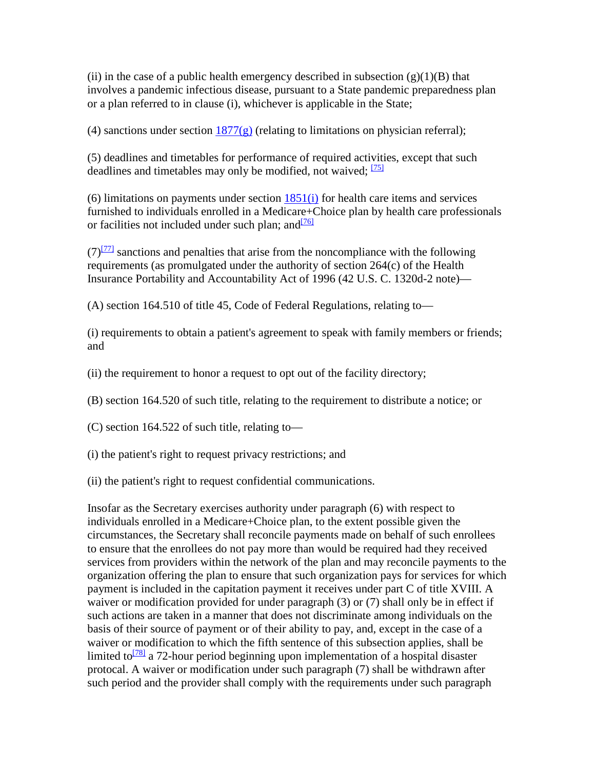(ii) in the case of a public health emergency described in subsection (g)(1)(B) that involves a pandemic infectious disease, pursuant to a State pandemic preparedness plan or a plan referred to in clause (i), whichever is applicable in the State;

(4) sanctions under section 1877(g) (relating to limitations on physician referral);

(5) deadlines and timetables for performance of required activities, except that such deadlines and timetables may only be modified, not waived; [75]

(6) limitations on payments under section 1851(i) for health care items and services furnished to individuals enrolled in a Medicare+Choice plan by health care professionals or facilities not included under such plan; and[76]

(7)[77] sanctions and penalties that arise from the noncompliance with the following requirements (as promulgated under the authority of section 264(c) of the Health Insurance Portability and Accountability Act of 1996 (42 U.S. C. 1320d-2 note)—

(A) section 164.510 of title 45, Code of Federal Regulations, relating to—

(i) requirements to obtain a patient's agreement to speak with family members or friends; and

(ii) the requirement to honor a request to opt out of the facility directory;

(B) section 164.520 of such title, relating to the requirement to distribute a notice; or

(C) section 164.522 of such title, relating to—

(i) the patient's right to request privacy restrictions; and

(ii) the patient's right to request confidential communications.

Insofar as the Secretary exercises authority under paragraph (6) with respect to individuals enrolled in a Medicare+Choice plan, to the extent possible given the circumstances, the Secretary shall reconcile payments made on behalf of such enrollees to ensure that the enrollees do not pay more than would be required had they received services from providers within the network of the plan and may reconcile payments to the organization offering the plan to ensure that such organization pays for services for which payment is included in the capitation payment it receives under part C of title XVIII. A waiver or modification provided for under paragraph (3) or (7) shall only be in effect if such actions are taken in a manner that does not discriminate among individuals on the basis of their source of payment or of their ability to pay, and, except in the case of a waiver or modification to which the fifth sentence of this subsection applies, shall be limited to[78] a 72-hour period beginning upon implementation of a hospital disaster protocol. A waiver or modification under such paragraph (7) shall be withdrawn after such period and the provider shall comply with the requirements under such paragraph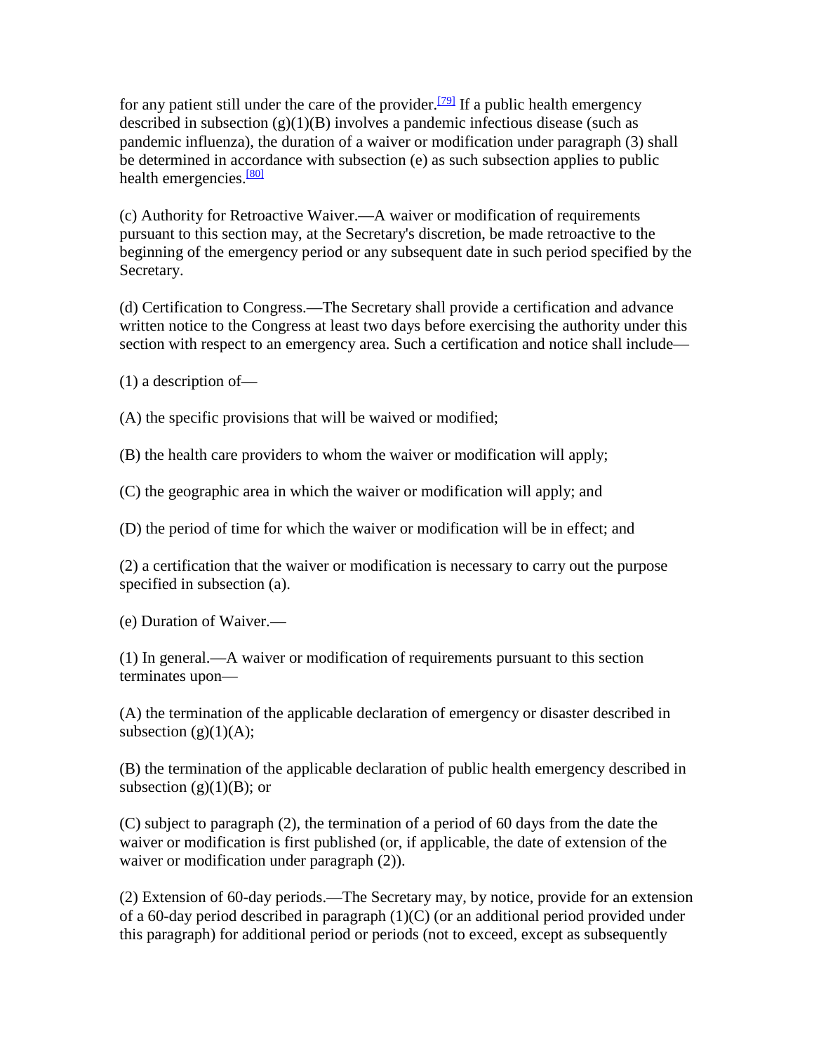for any patient still under the care of the provider.[79] If a public health emergency described in subsection (g)(1)(B) involves a pandemic infectious disease (such as pandemic influenza), the duration of a waiver or modification under paragraph (3) shall be determined in accordance with subsection (e) as such subsection applies to public health emergencies.[80]

(c) Authority for Retroactive Waiver.—A waiver or modification of requirements pursuant to this section may, at the Secretary's discretion, be made retroactive to the beginning of the emergency period or any subsequent date in such period specified by the Secretary.

(d) Certification to Congress.—The Secretary shall provide a certification and advance written notice to the Congress at least two days before exercising the authority under this section with respect to an emergency area. Such a certification and notice shall include—

(1) a description of—

(A) the specific provisions that will be waived or modified;

(B) the health care providers to whom the waiver or modification will apply;

(C) the geographic area in which the waiver or modification will apply; and

(D) the period of time for which the waiver or modification will be in effect; and

(2) a certification that the waiver or modification is necessary to carry out the purpose specified in subsection (a).

(e) Duration of Waiver.—

(1) In general.—A waiver or modification of requirements pursuant to this section terminates upon—

(A) the termination of the applicable declaration of emergency or disaster described in subsection (g)(1)(A);

(B) the termination of the applicable declaration of public health emergency described in subsection (g)(1)(B); or

(C) subject to paragraph (2), the termination of a period of 60 days from the date the waiver or modification is first published (or, if applicable, the date of extension of the waiver or modification under paragraph (2)).

(2) Extension of 60-day periods.—The Secretary may, by notice, provide for an extension of a 60-day period described in paragraph (1)(C) (or an additional period provided under this paragraph) for additional period or periods (not to exceed, except as subsequently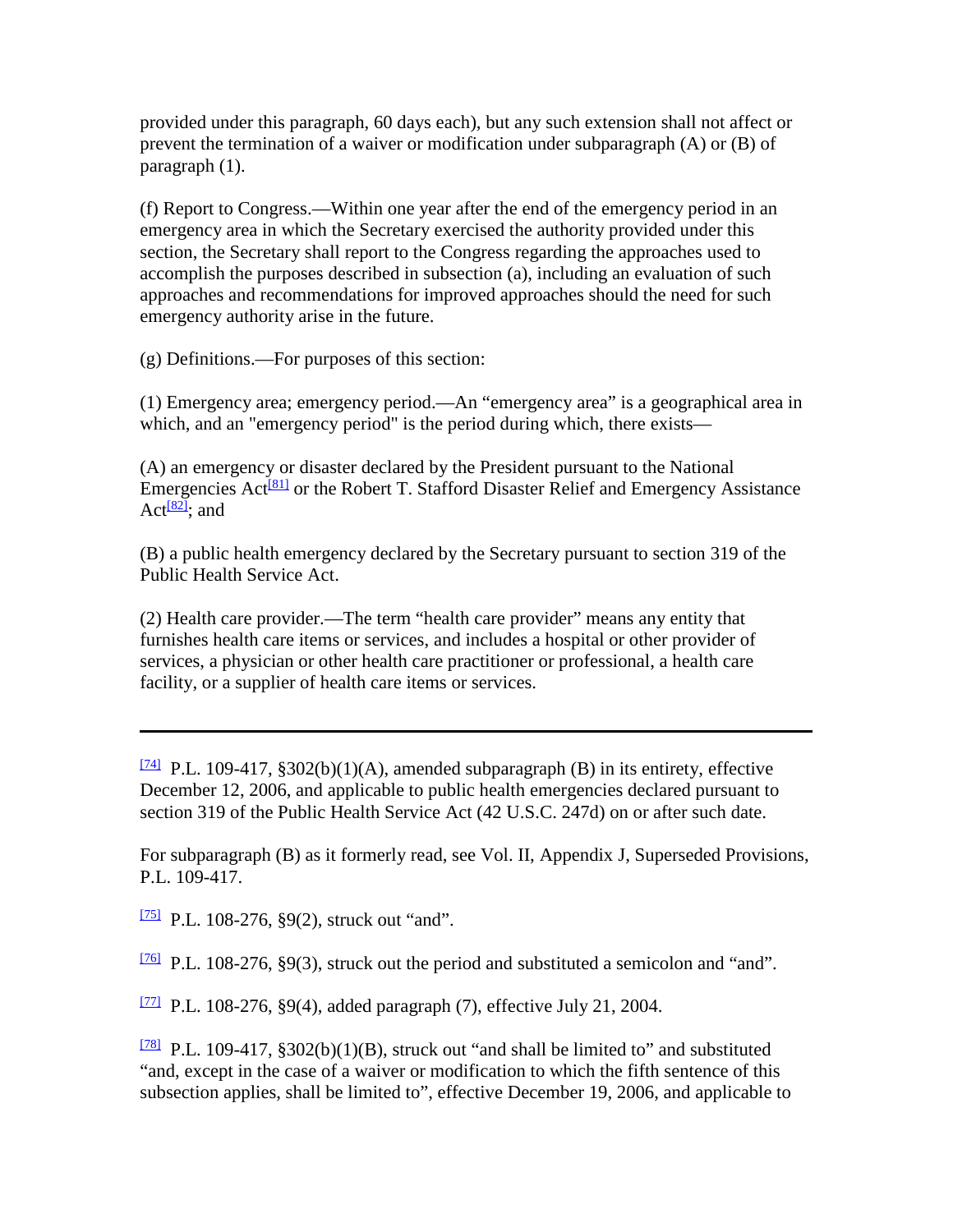provided under this paragraph, 60 days each), but any such extension shall not affect or prevent the termination of a waiver or modification under subparagraph (A) or (B) of paragraph (1).

(f) Report to Congress.—Within one year after the end of the emergency period in an emergency area in which the Secretary exercised the authority provided under this section, the Secretary shall report to the Congress regarding the approaches used to accomplish the purposes described in subsection (a), including an evaluation of such approaches and recommendations for improved approaches should the need for such emergency authority arise in the future.

(g) Definitions.—For purposes of this section:

(1) Emergency area; emergency period.—An "emergency area" is a geographical area in which, and an "emergency period" is the period during which, there exists—

(A) an emergency or disaster declared by the President pursuant to the National Emergencies Act[81] or the Robert T. Stafford Disaster Relief and Emergency Assistance Act[82]; and

(B) a public health emergency declared by the Secretary pursuant to section 319 of the Public Health Service Act.

(2) Health care provider.—The term "health care provider" means any entity that furnishes health care items or services, and includes a hospital or other provider of services, a physician or other health care practitioner or professional, a health care facility, or a supplier of health care items or services.

---

[74] P.L. 109-417, §302(b)(1)(A), amended subparagraph (B) in its entirety, effective December 12, 2006, and applicable to public health emergencies declared pursuant to section 319 of the Public Health Service Act (42 U.S.C. 247d) on or after such date.

For subparagraph (B) as it formerly read, see Vol. II, Appendix J, Superseded Provisions, P.L. 109-417.

[75] P.L. 108-276, §9(2), struck out "and".

[76] P.L. 108-276, §9(3), struck out the period and substituted a semicolon and "and".

[77] P.L. 108-276, §9(4), added paragraph (7), effective July 21, 2004.

[78] P.L. 109-417, §302(b)(1)(B), struck out "and shall be limited to" and substituted "and, except in the case of a waiver or modification to which the fifth sentence of this subsection applies, shall be limited to", effective December 19, 2006, and applicable to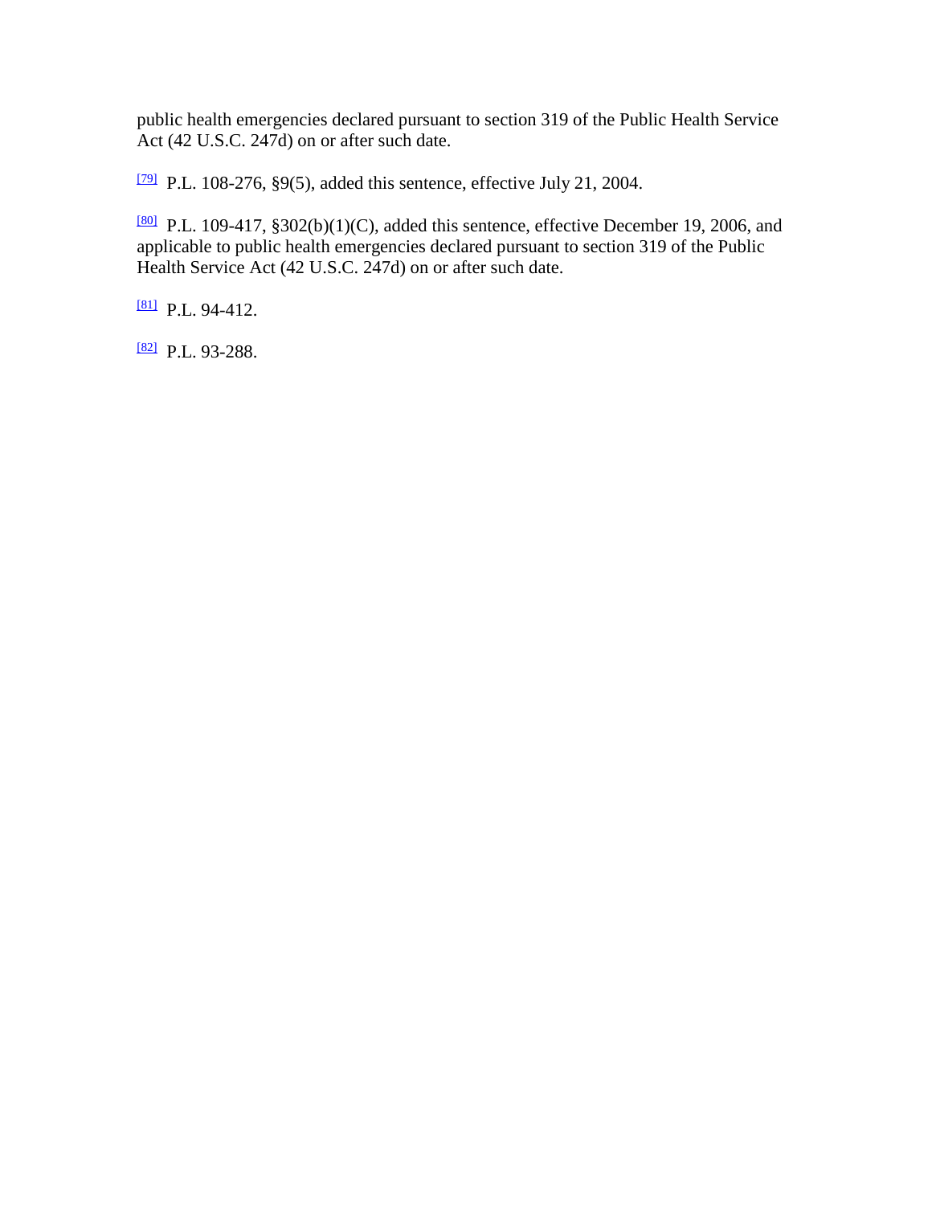public health emergencies declared pursuant to section 319 of the Public Health Service Act (42 U.S.C. 247d) on or after such date.

[79] P.L. 108-276, §9(5), added this sentence, effective July 21, 2004.

[80] P.L. 109-417, §302(b)(1)(C), added this sentence, effective December 19, 2006, and applicable to public health emergencies declared pursuant to section 319 of the Public Health Service Act (42 U.S.C. 247d) on or after such date.

[81] P.L. 94-412.

[82] P.L. 93-288.